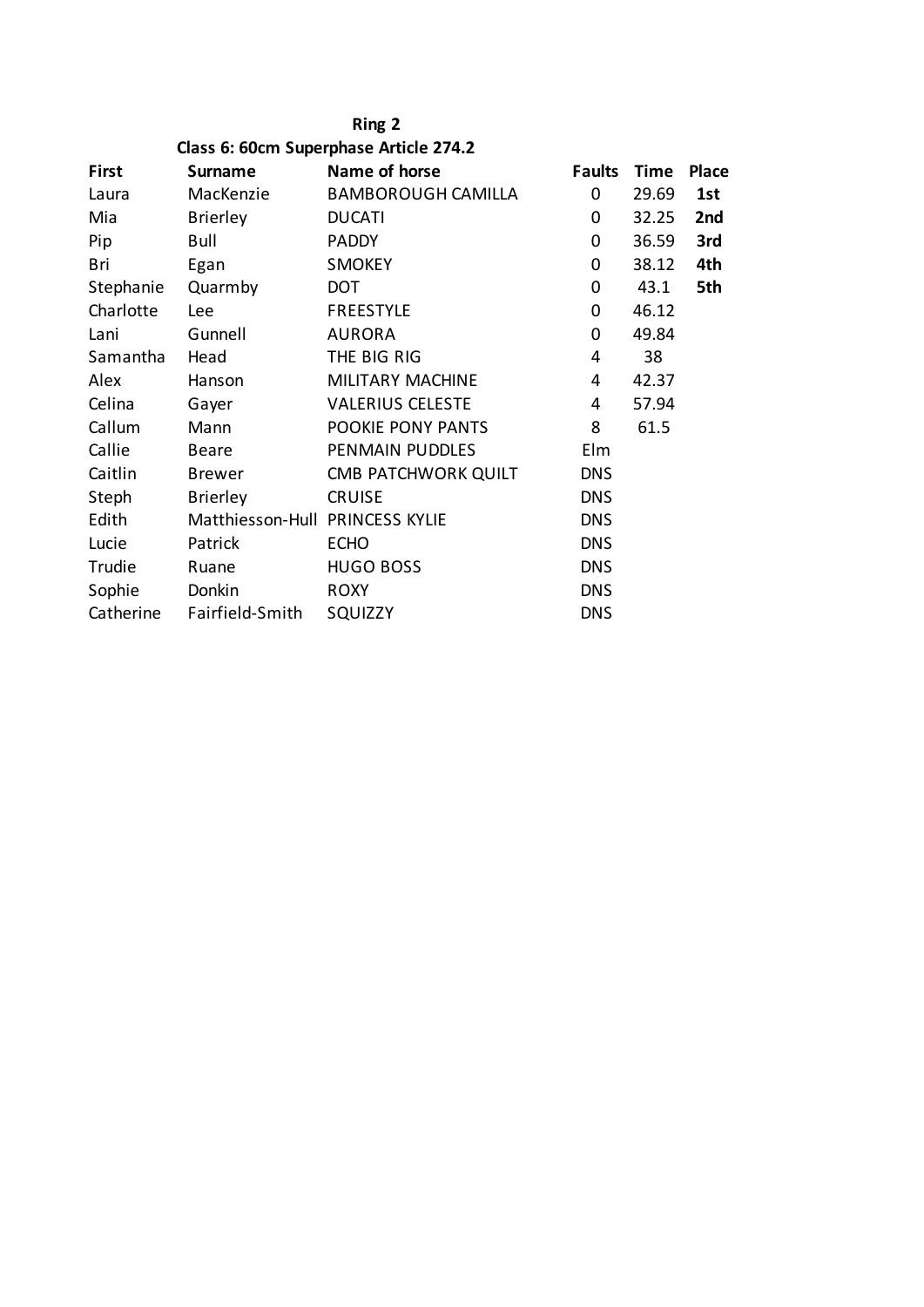**Ring 2**

**Class 6: 60cm Superphase Article 274.2**

| First | Surname | Name of horse | Faults | Time | Place |
|---|---|---|---|---|---|
| Laura | MacKenzie | BAMBOROUGH CAMILLA | 0 | 29.69 | **1st** |
| Mia | Brierley | DUCATI | 0 | 32.25 | **2nd** |
| Pip | Bull | PADDY | 0 | 36.59 | **3rd** |
| Bri | Egan | SMOKEY | 0 | 38.12 | **4th** |
| Stephanie | Quarmby | DOT | 0 | 43.1 | **5th** |
| Charlotte | Lee | FREESTYLE | 0 | 46.12 | |
| Lani | Gunnell | AURORA | 0 | 49.84 | |
| Samantha | Head | THE BIG RIG | 4 | 38 | |
| Alex | Hanson | MILITARY MACHINE | 4 | 42.37 | |
| Celina | Gayer | VALERIUS CELESTE | 4 | 57.94 | |
| Callum | Mann | POOKIE PONY PANTS | 8 | 61.5 | |
| Callie | Beare | PENMAIN PUDDLES | Elm | | |
| Caitlin | Brewer | CMB PATCHWORK QUILT | DNS | | |
| Steph | Brierley | CRUISE | DNS | | |
| Edith | Matthiesson-Hull | PRINCESS KYLIE | DNS | | |
| Lucie | Patrick | ECHO | DNS | | |
| Trudie | Ruane | HUGO BOSS | DNS | | |
| Sophie | Donkin | ROXY | DNS | | |
| Catherine | Fairfield-Smith | SQUIZZY | DNS | | |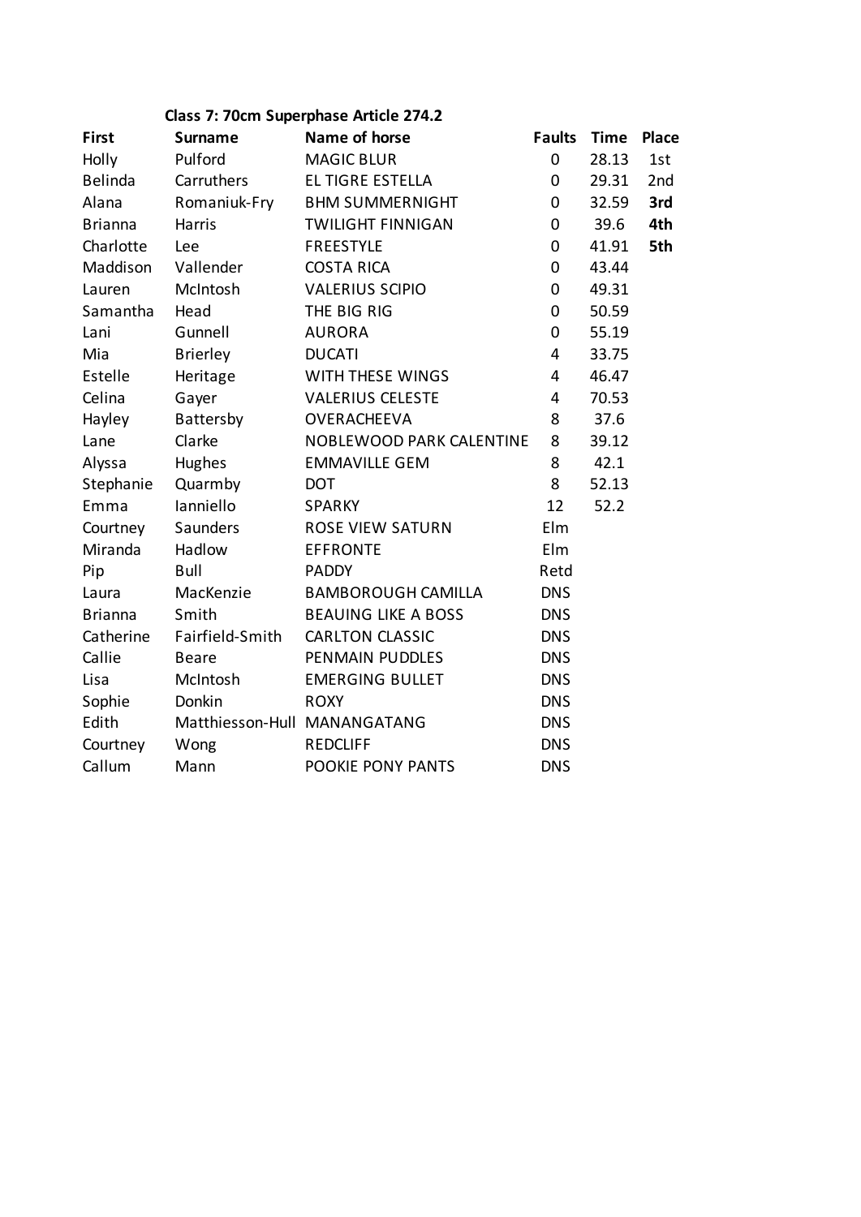### Class 7: 70cm Superphase Article 274.2

| First | Surname | Name of horse | Faults | Time | Place |
|---|---|---|---|---|---|
| Holly | Pulford | MAGIC BLUR | 0 | 28.13 | 1st |
| Belinda | Carruthers | EL TIGRE ESTELLA | 0 | 29.31 | 2nd |
| Alana | Romaniuk-Fry | BHM SUMMERNIGHT | 0 | 32.59 | **3rd** |
| Brianna | Harris | TWILIGHT FINNIGAN | 0 | 39.6 | **4th** |
| Charlotte | Lee | FREESTYLE | 0 | 41.91 | **5th** |
| Maddison | Vallender | COSTA RICA | 0 | 43.44 | |
| Lauren | McIntosh | VALERIUS SCIPIO | 0 | 49.31 | |
| Samantha | Head | THE BIG RIG | 0 | 50.59 | |
| Lani | Gunnell | AURORA | 0 | 55.19 | |
| Mia | Brierley | DUCATI | 4 | 33.75 | |
| Estelle | Heritage | WITH THESE WINGS | 4 | 46.47 | |
| Celina | Gayer | VALERIUS CELESTE | 4 | 70.53 | |
| Hayley | Battersby | OVERACHEEVA | 8 | 37.6 | |
| Lane | Clarke | NOBLEWOOD PARK CALENTINE | 8 | 39.12 | |
| Alyssa | Hughes | EMMAVILLE GEM | 8 | 42.1 | |
| Stephanie | Quarmby | DOT | 8 | 52.13 | |
| Emma | Ianniello | SPARKY | 12 | 52.2 | |
| Courtney | Saunders | ROSE VIEW SATURN | Elm | | |
| Miranda | Hadlow | EFFRONTE | Elm | | |
| Pip | Bull | PADDY | Retd | | |
| Laura | MacKenzie | BAMBOROUGH CAMILLA | DNS | | |
| Brianna | Smith | BEAUING LIKE A BOSS | DNS | | |
| Catherine | Fairfield-Smith | CARLTON CLASSIC | DNS | | |
| Callie | Beare | PENMAIN PUDDLES | DNS | | |
| Lisa | McIntosh | EMERGING BULLET | DNS | | |
| Sophie | Donkin | ROXY | DNS | | |
| Edith | Matthiesson-Hull | MANANGATANG | DNS | | |
| Courtney | Wong | REDCLIFF | DNS | | |
| Callum | Mann | POOKIE PONY PANTS | DNS | | |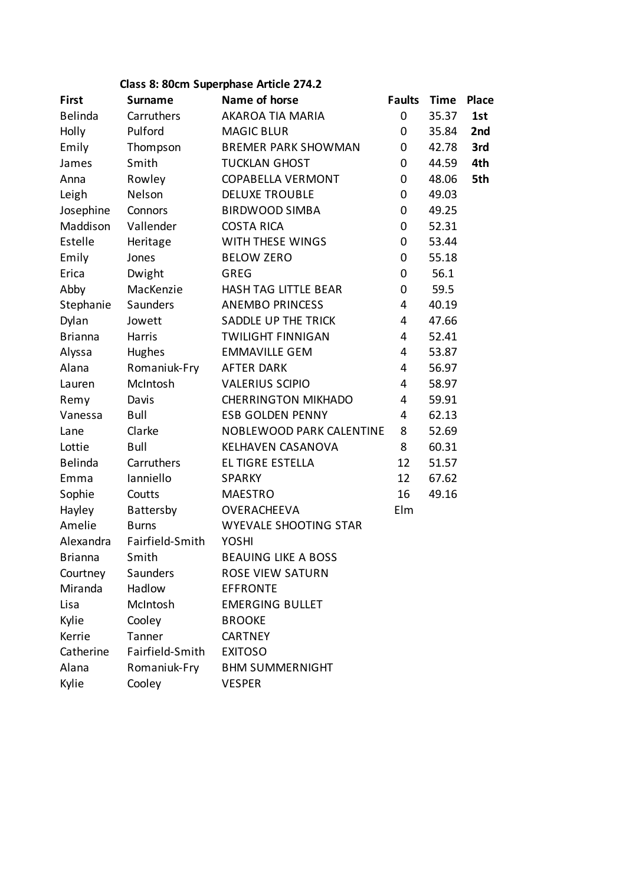### Class 8: 80cm Superphase Article 274.2

| First | Surname | Name of horse | Faults | Time | Place |
|---|---|---|---|---|---|
| Belinda | Carruthers | AKAROA TIA MARIA | 0 | 35.37 | **1st** |
| Holly | Pulford | MAGIC BLUR | 0 | 35.84 | **2nd** |
| Emily | Thompson | BREMER PARK SHOWMAN | 0 | 42.78 | **3rd** |
| James | Smith | TUCKLAN GHOST | 0 | 44.59 | **4th** |
| Anna | Rowley | COPABELLA VERMONT | 0 | 48.06 | **5th** |
| Leigh | Nelson | DELUXE TROUBLE | 0 | 49.03 | |
| Josephine | Connors | BIRDWOOD SIMBA | 0 | 49.25 | |
| Maddison | Vallender | COSTA RICA | 0 | 52.31 | |
| Estelle | Heritage | WITH THESE WINGS | 0 | 53.44 | |
| Emily | Jones | BELOW ZERO | 0 | 55.18 | |
| Erica | Dwight | GREG | 0 | 56.1 | |
| Abby | MacKenzie | HASH TAG LITTLE BEAR | 0 | 59.5 | |
| Stephanie | Saunders | ANEMBO PRINCESS | 4 | 40.19 | |
| Dylan | Jowett | SADDLE UP THE TRICK | 4 | 47.66 | |
| Brianna | Harris | TWILIGHT FINNIGAN | 4 | 52.41 | |
| Alyssa | Hughes | EMMAVILLE GEM | 4 | 53.87 | |
| Alana | Romaniuk-Fry | AFTER DARK | 4 | 56.97 | |
| Lauren | McIntosh | VALERIUS SCIPIO | 4 | 58.97 | |
| Remy | Davis | CHERRINGTON MIKHADO | 4 | 59.91 | |
| Vanessa | Bull | ESB GOLDEN PENNY | 4 | 62.13 | |
| Lane | Clarke | NOBLEWOOD PARK CALENTINE | 8 | 52.69 | |
| Lottie | Bull | KELHAVEN CASANOVA | 8 | 60.31 | |
| Belinda | Carruthers | EL TIGRE ESTELLA | 12 | 51.57 | |
| Emma | Ianniello | SPARKY | 12 | 67.62 | |
| Sophie | Coutts | MAESTRO | 16 | 49.16 | |
| Hayley | Battersby | OVERACHEEVA | Elm | | |
| Amelie | Burns | WYEVALE SHOOTING STAR | | | |
| Alexandra | Fairfield-Smith | YOSHI | | | |
| Brianna | Smith | BEAUING LIKE A BOSS | | | |
| Courtney | Saunders | ROSE VIEW SATURN | | | |
| Miranda | Hadlow | EFFRONTE | | | |
| Lisa | McIntosh | EMERGING BULLET | | | |
| Kylie | Cooley | BROOKE | | | |
| Kerrie | Tanner | CARTNEY | | | |
| Catherine | Fairfield-Smith | EXITOSO | | | |
| Alana | Romaniuk-Fry | BHM SUMMERNIGHT | | | |
| Kylie | Cooley | VESPER | | | |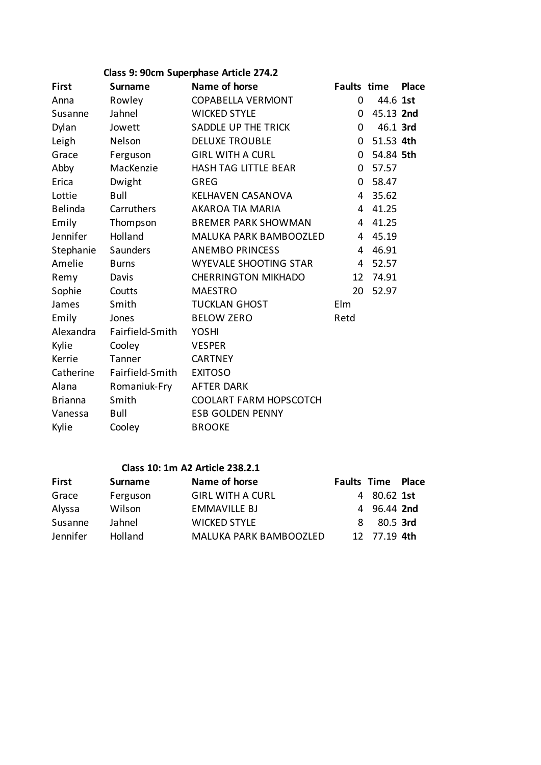### Class 9: 90cm Superphase Article 274.2

| First | Surname | Name of horse | Faults | time | Place |
|---|---|---|---|---|---|
| Anna | Rowley | COPABELLA VERMONT | 0 | 44.6 | **1st** |
| Susanne | Jahnel | WICKED STYLE | 0 | 45.13 | **2nd** |
| Dylan | Jowett | SADDLE UP THE TRICK | 0 | 46.1 | **3rd** |
| Leigh | Nelson | DELUXE TROUBLE | 0 | 51.53 | **4th** |
| Grace | Ferguson | GIRL WITH A CURL | 0 | 54.84 | **5th** |
| Abby | MacKenzie | HASH TAG LITTLE BEAR | 0 | 57.57 | |
| Erica | Dwight | GREG | 0 | 58.47 | |
| Lottie | Bull | KELHAVEN CASANOVA | 4 | 35.62 | |
| Belinda | Carruthers | AKAROA TIA MARIA | 4 | 41.25 | |
| Emily | Thompson | BREMER PARK SHOWMAN | 4 | 41.25 | |
| Jennifer | Holland | MALUKA PARK BAMBOOZLED | 4 | 45.19 | |
| Stephanie | Saunders | ANEMBO PRINCESS | 4 | 46.91 | |
| Amelie | Burns | WYEVALE SHOOTING STAR | 4 | 52.57 | |
| Remy | Davis | CHERRINGTON MIKHADO | 12 | 74.91 | |
| Sophie | Coutts | MAESTRO | 20 | 52.97 | |
| James | Smith | TUCKLAN GHOST | Elm | | |
| Emily | Jones | BELOW ZERO | Retd | | |
| Alexandra | Fairfield-Smith | YOSHI | | | |
| Kylie | Cooley | VESPER | | | |
| Kerrie | Tanner | CARTNEY | | | |
| Catherine | Fairfield-Smith | EXITOSO | | | |
| Alana | Romaniuk-Fry | AFTER DARK | | | |
| Brianna | Smith | COOLART FARM HOPSCOTCH | | | |
| Vanessa | Bull | ESB GOLDEN PENNY | | | |
| Kylie | Cooley | BROOKE | | | |

### Class 10: 1m A2 Article 238.2.1

| First | Surname | Name of horse | Faults | Time | Place |
|---|---|---|---|---|---|
| Grace | Ferguson | GIRL WITH A CURL | 4 | 80.62 | **1st** |
| Alyssa | Wilson | EMMAVILLE BJ | 4 | 96.44 | **2nd** |
| Susanne | Jahnel | WICKED STYLE | 8 | 80.5 | **3rd** |
| Jennifer | Holland | MALUKA PARK BAMBOOZLED | 12 | 77.19 | **4th** |